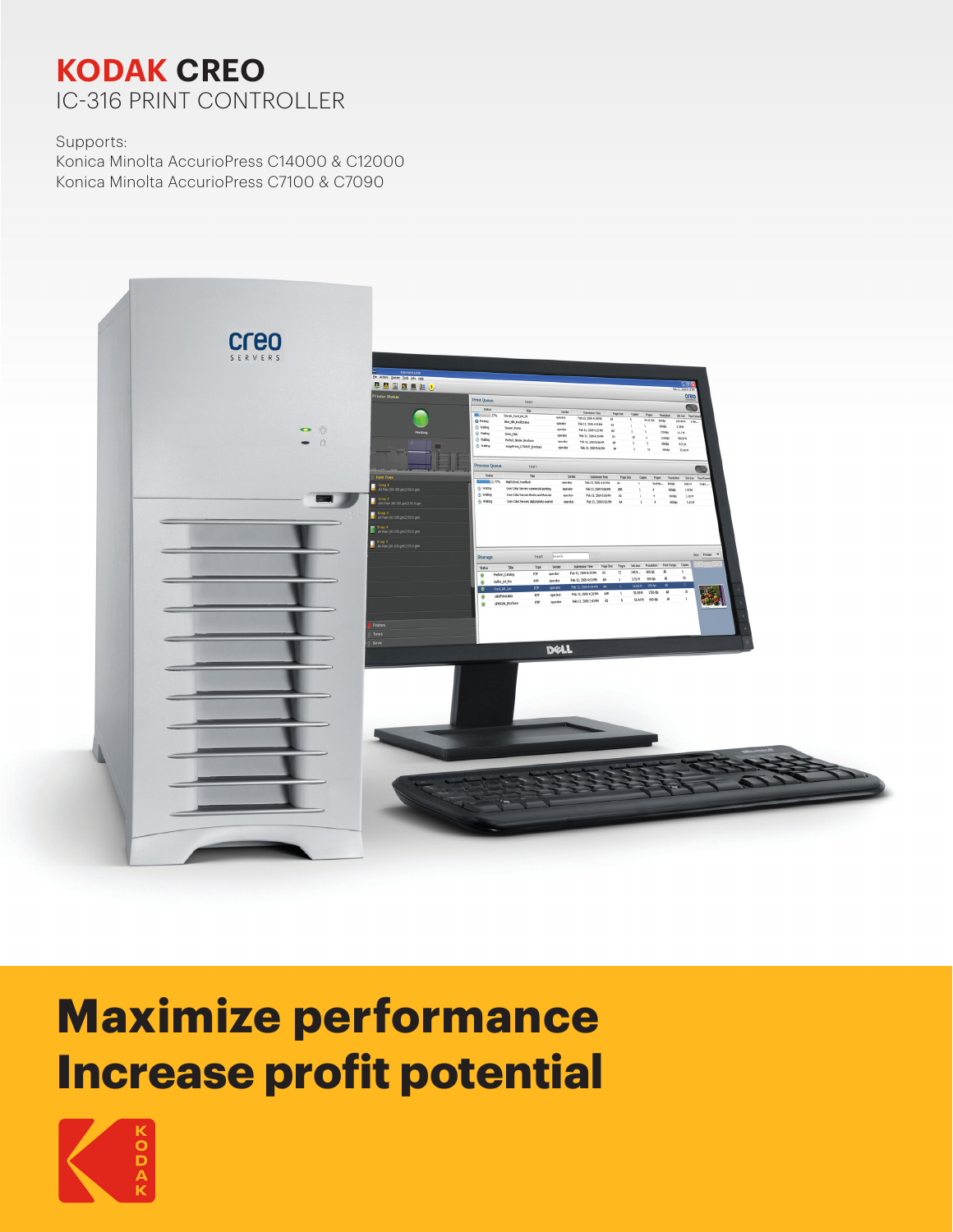# KODAK CREO

## IC-316 PRINT CONTROLLER

Supports:
Konica Minolta AccurioPress C14000 & C12000
Konica Minolta AccurioPress C7100 & C7090

# Maximize performance
# Increase profit potential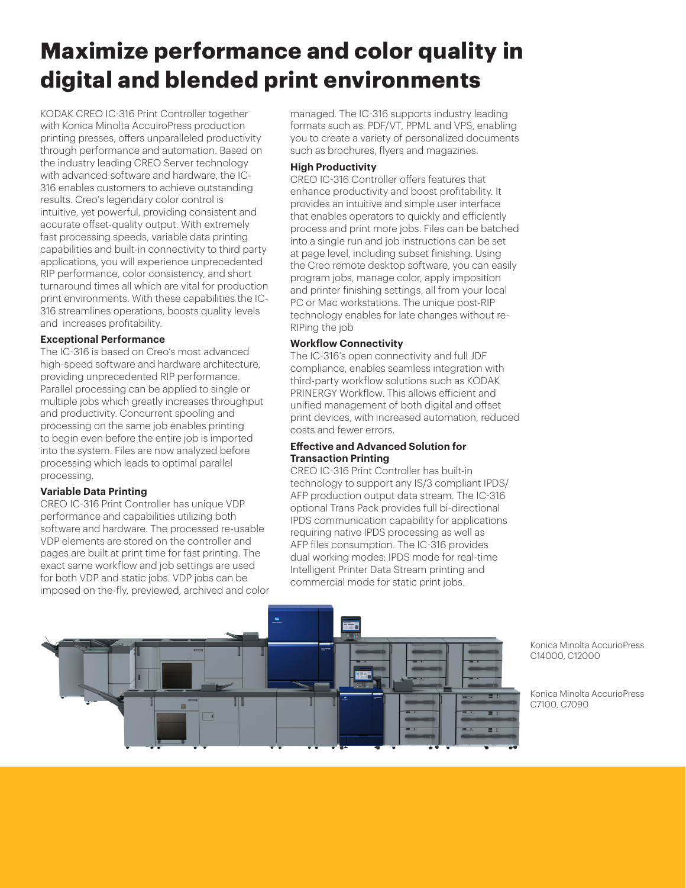# Maximize performance and color quality in digital and blended print environments

KODAK CREO IC-316 Print Controller together with Konica Minolta AccuiroPress production printing presses, offers unparalleled productivity through performance and automation. Based on the industry leading CREO Server technology with advanced software and hardware, the IC-316 enables customers to achieve outstanding results. Creo's legendary color control is intuitive, yet powerful, providing consistent and accurate offset-quality output. With extremely fast processing speeds, variable data printing capabilities and built-in connectivity to third party applications, you will experience unprecedented RIP performance, color consistency, and short turnaround times all which are vital for production print environments. With these capabilities the IC-316 streamlines operations, boosts quality levels and increases profitability.

**Exceptional Performance**

The IC-316 is based on Creo's most advanced high-speed software and hardware architecture, providing unprecedented RIP performance. Parallel processing can be applied to single or multiple jobs which greatly increases throughput and productivity. Concurrent spooling and processing on the same job enables printing to begin even before the entire job is imported into the system. Files are now analyzed before processing which leads to optimal parallel processing.

**Variable Data Printing**

CREO IC-316 Print Controller has unique VDP performance and capabilities utilizing both software and hardware. The processed re-usable VDP elements are stored on the controller and pages are built at print time for fast printing. The exact same workflow and job settings are used for both VDP and static jobs. VDP jobs can be imposed on the-fly, previewed, archived and color managed. The IC-316 supports industry leading formats such as: PDF/VT, PPML and VPS, enabling you to create a variety of personalized documents such as brochures, flyers and magazines.

**High Productivity**

CREO IC-316 Controller offers features that enhance productivity and boost profitability. It provides an intuitive and simple user interface that enables operators to quickly and efficiently process and print more jobs. Files can be batched into a single run and job instructions can be set at page level, including subset finishing. Using the Creo remote desktop software, you can easily program jobs, manage color, apply imposition and printer finishing settings, all from your local PC or Mac workstations. The unique post-RIP technology enables for late changes without re-RIPing the job

**Workflow Connectivity**

The IC-316's open connectivity and full JDF compliance, enables seamless integration with third-party workflow solutions such as KODAK PRINERGY Workflow. This allows efficient and unified management of both digital and offset print devices, with increased automation, reduced costs and fewer errors.

**Effective and Advanced Solution for Transaction Printing**

CREO IC-316 Print Controller has built-in technology to support any IS/3 compliant IPDS/AFP production output data stream. The IC-316 optional Trans Pack provides full bi-directional IPDS communication capability for applications requiring native IPDS processing as well as AFP files consumption. The IC-316 provides dual working modes: IPDS mode for real-time Intelligent Printer Data Stream printing and commercial mode for static print jobs.

Konica Minolta AccurioPress C14000, C12000

Konica Minolta AccurioPress C7100, C7090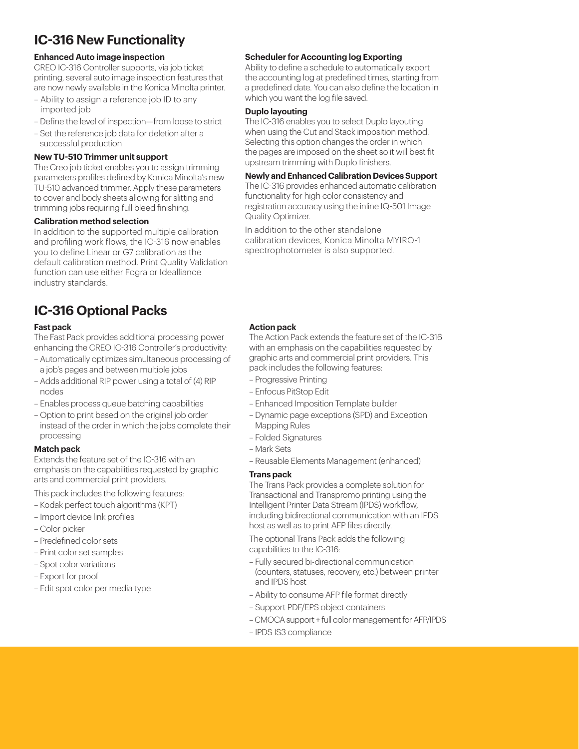## IC-316 New Functionality

### Enhanced Auto image inspection

CREO IC-316 Controller supports, via job ticket printing, several auto image inspection features that are now newly available in the Konica Minolta printer.

- Ability to assign a reference job ID to any imported job
- Define the level of inspection—from loose to strict
- Set the reference job data for deletion after a successful production

### New TU-510 Trimmer unit support

The Creo job ticket enables you to assign trimming parameters profiles defined by Konica Minolta's new TU-510 advanced trimmer. Apply these parameters to cover and body sheets allowing for slitting and trimming jobs requiring full bleed finishing.

### Calibration method selection

In addition to the supported multiple calibration and profiling work flows, the IC-316 now enables you to define Linear or G7 calibration as the default calibration method. Print Quality Validation function can use either Fogra or Idealliance industry standards.

### Scheduler for Accounting log Exporting

Ability to define a schedule to automatically export the accounting log at predefined times, starting from a predefined date. You can also define the location in which you want the log file saved.

### Duplo layouting

The IC-316 enables you to select Duplo layouting when using the Cut and Stack imposition method. Selecting this option changes the order in which the pages are imposed on the sheet so it will best fit upstream trimming with Duplo finishers.

### Newly and Enhanced Calibration Devices Support

The IC-316 provides enhanced automatic calibration functionality for high color consistency and registration accuracy using the inline IQ-501 Image Quality Optimizer.

In addition to the other standalone calibration devices, Konica Minolta MYIRO-1 spectrophotometer is also supported.

## IC-316 Optional Packs

### Fast pack

The Fast Pack provides additional processing power enhancing the CREO IC-316 Controller's productivity:

- Automatically optimizes simultaneous processing of a job's pages and between multiple jobs
- Adds additional RIP power using a total of (4) RIP nodes
- Enables process queue batching capabilities
- Option to print based on the original job order instead of the order in which the jobs complete their processing

### Match pack

Extends the feature set of the IC-316 with an emphasis on the capabilities requested by graphic arts and commercial print providers.

This pack includes the following features:

- Kodak perfect touch algorithms (KPT)
- Import device link profiles
- Color picker
- Predefined color sets
- Print color set samples
- Spot color variations
- Export for proof
- Edit spot color per media type

### Action pack

The Action Pack extends the feature set of the IC-316 with an emphasis on the capabilities requested by graphic arts and commercial print providers. This pack includes the following features:

- Progressive Printing
- Enfocus PitStop Edit
- Enhanced Imposition Template builder
- Dynamic page exceptions (SPD) and Exception Mapping Rules
- Folded Signatures
- Mark Sets
- Reusable Elements Management (enhanced)

### Trans pack

The Trans Pack provides a complete solution for Transactional and Transpromo printing using the Intelligent Printer Data Stream (IPDS) workflow, including bidirectional communication with an IPDS host as well as to print AFP files directly.

The optional Trans Pack adds the following capabilities to the IC-316:

- Fully secured bi-directional communication (counters, statuses, recovery, etc.) between printer and IPDS host
- Ability to consume AFP file format directly
- Support PDF/EPS object containers
- CMOCA support + full color management for AFP/IPDS
- IPDS IS3 compliance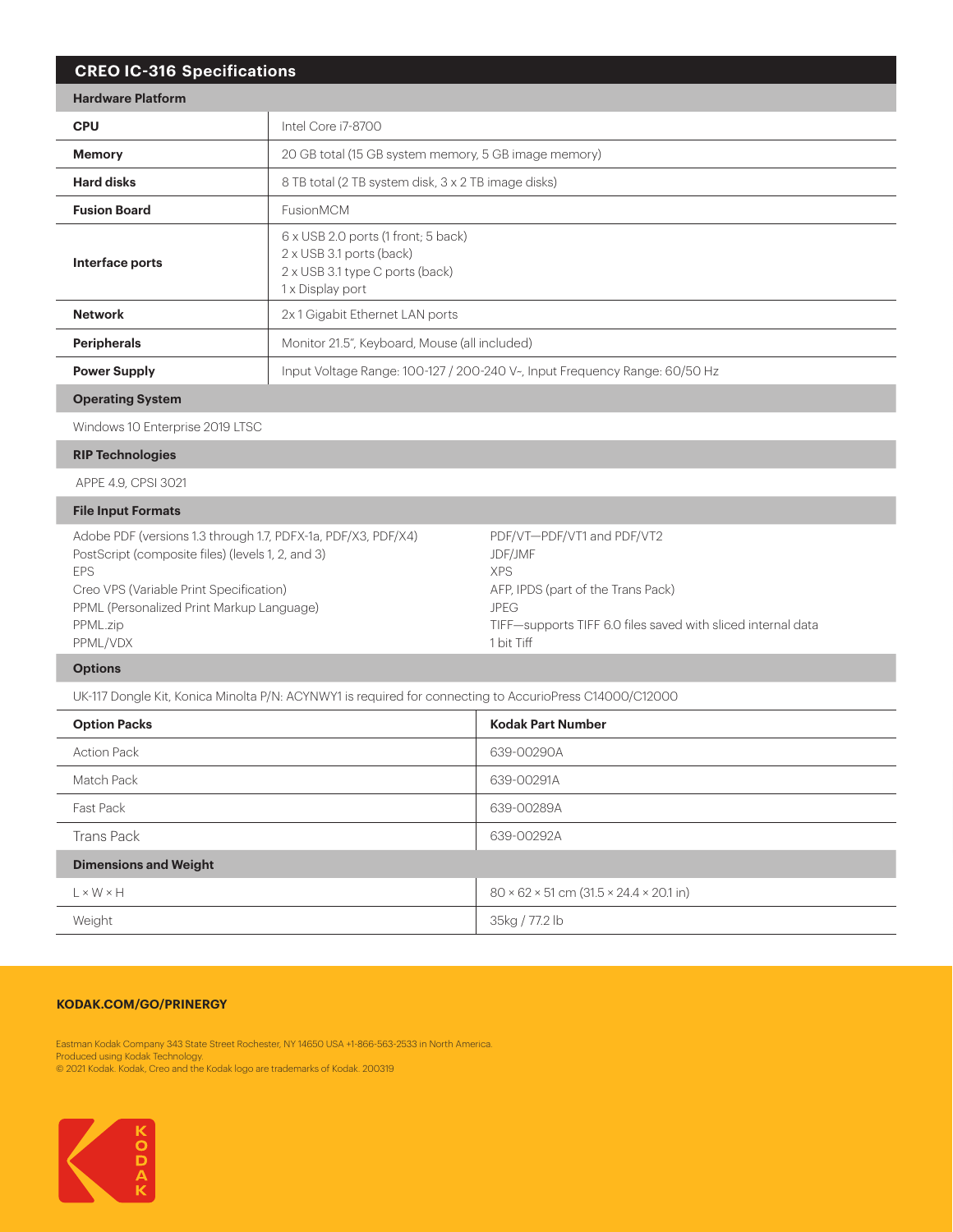## CREO IC-316 Specifications

### Hardware Platform

| | |
|---|---|
| **CPU** | Intel Core i7-8700 |
| **Memory** | 20 GB total (15 GB system memory, 5 GB image memory) |
| **Hard disks** | 8 TB total (2 TB system disk, 3 x 2 TB image disks) |
| **Fusion Board** | FusionMCM |
| **Interface ports** | 6 x USB 2.0 ports (1 front; 5 back)<br>2 x USB 3.1 ports (back)<br>2 x USB 3.1 type C ports (back)<br>1 x Display port |
| **Network** | 2x 1 Gigabit Ethernet LAN ports |
| **Peripherals** | Monitor 21.5", Keyboard, Mouse (all included) |
| **Power Supply** | Input Voltage Range: 100-127 / 200-240 V~, Input Frequency Range: 60/50 Hz |

### Operating System

Windows 10 Enterprise 2019 LTSC

### RIP Technologies

APPE 4.9, CPSI 3021

### File Input Formats

Adobe PDF (versions 1.3 through 1.7, PDFX-1a, PDF/X3, PDF/X4)
PostScript (composite files) (levels 1, 2, and 3)
EPS
Creo VPS (Variable Print Specification)
PPML (Personalized Print Markup Language)
PPML.zip
PPML/VDX
PDF/VT—PDF/VT1 and PDF/VT2
JDF/JMF
XPS
AFP, IPDS (part of the Trans Pack)
JPEG
TIFF—supports TIFF 6.0 files saved with sliced internal data
1 bit Tiff

### Options

UK-117 Dongle Kit, Konica Minolta P/N: ACYNWY1 is required for connecting to AccurioPress C14000/C12000

| Option Packs | Kodak Part Number |
|---|---|
| Action Pack | 639-00290A |
| Match Pack | 639-00291A |
| Fast Pack | 639-00289A |
| Trans Pack | 639-00292A |

### Dimensions and Weight

| | |
|---|---|
| L × W × H | 80 × 62 × 51 cm (31.5 × 24.4 × 20.1 in) |
| Weight | 35kg / 77.2 lb |

**KODAK.COM/GO/PRINERGY**

Eastman Kodak Company 343 State Street Rochester, NY 14650 USA +1-866-563-2533 in North America.
Produced using Kodak Technology.
© 2021 Kodak. Kodak, Creo and the Kodak logo are trademarks of Kodak. 200319